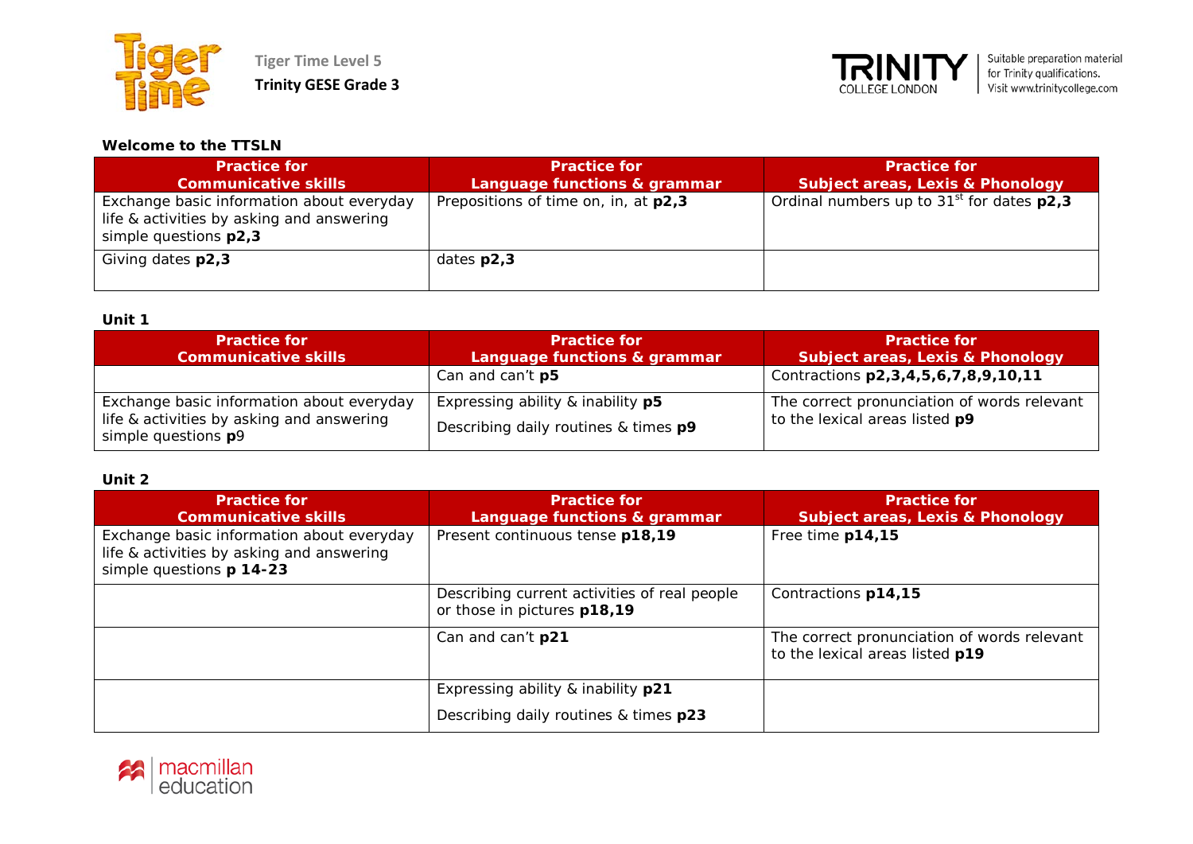Tiger Time Level 5

**Trinity GESE Grade 3**

Suitable preparation material for Trinity qualifications. Visit www.trinitycollege.com

**Welcome to the TTSLN**

| Practice for Communicative skills | Practice for Language functions & grammar | Practice for Subject areas, Lexis & Phonology |
|---|---|---|
| Exchange basic information about everyday life & activities by asking and answering simple questions **p2,3** | Prepositions of time on, in, at **p2,3** | Ordinal numbers up to 31st for dates **p2,3** |
| Giving dates **p2,3** | dates **p2,3** | |

**Unit 1**

| Practice for Communicative skills | Practice for Language functions & grammar | Practice for Subject areas, Lexis & Phonology |
|---|---|---|
| | Can and can't **p5** | Contractions **p2,3,4,5,6,7,8,9,10,11** |
| Exchange basic information about everyday life & activities by asking and answering simple questions **p**9 | Expressing ability & inability **p5**<br>Describing daily routines & times **p9** | The correct pronunciation of words relevant to the lexical areas listed **p9** |

**Unit 2**

| Practice for Communicative skills | Practice for Language functions & grammar | Practice for Subject areas, Lexis & Phonology |
|---|---|---|
| Exchange basic information about everyday life & activities by asking and answering simple questions **p 14-23** | Present continuous tense **p18,19** | Free time **p14,15** |
| | Describing current activities of real people or those in pictures **p18,19** | Contractions **p14,15** |
| | Can and can't **p21** | The correct pronunciation of words relevant to the lexical areas listed **p19** |
| | Expressing ability & inability **p21**<br>Describing daily routines & times **p23** | |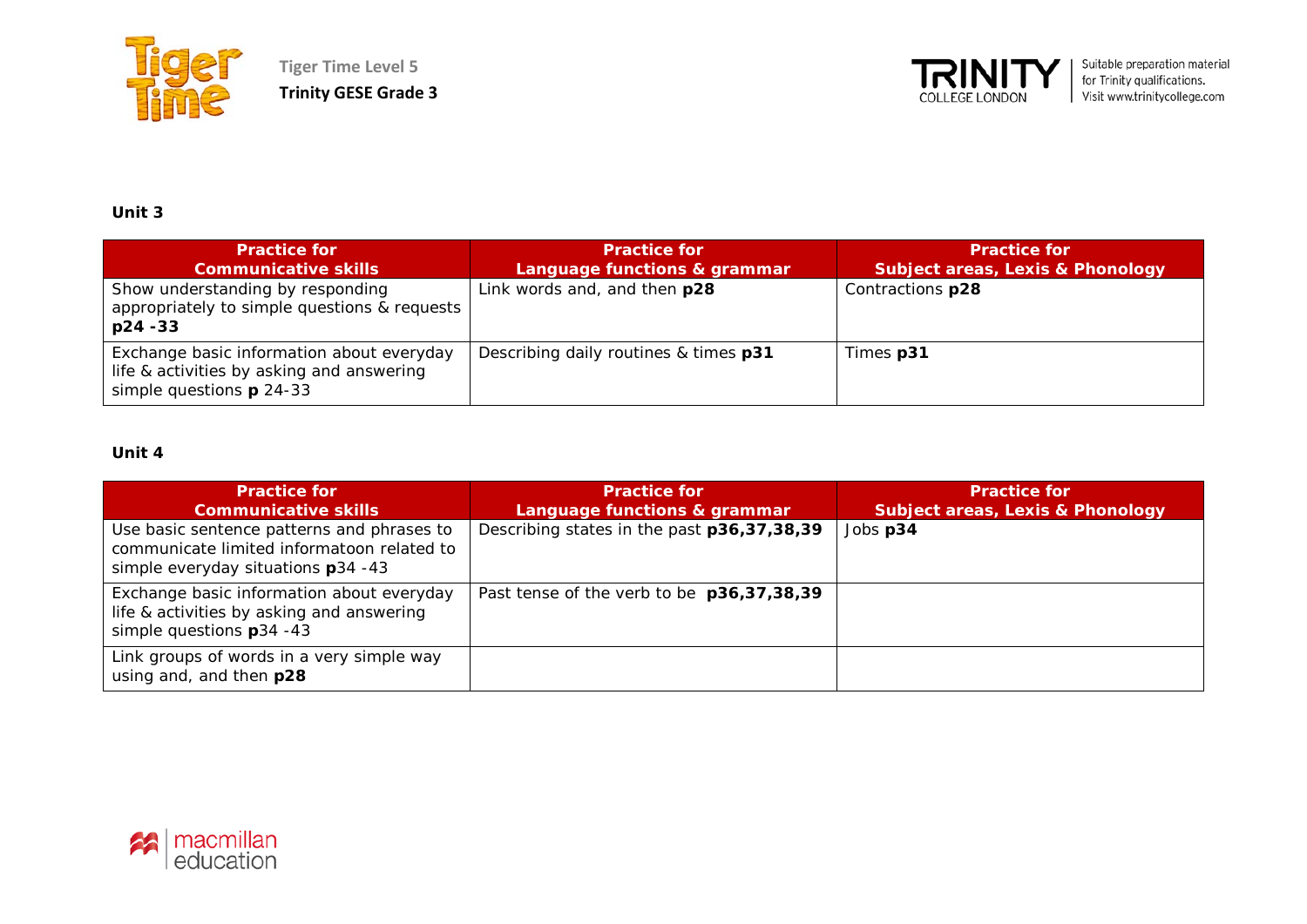**Unit 3**

| Practice for Communicative skills | Practice for Language functions & grammar | Practice for Subject areas, Lexis & Phonology |
|---|---|---|
| Show understanding by responding appropriately to simple questions & requests **p24 -33** | Link words and, and then **p28** | Contractions **p28** |
| Exchange basic information about everyday life & activities by asking and answering simple questions **p** 24-33 | Describing daily routines & times **p31** | Times **p31** |

**Unit 4**

| Practice for Communicative skills | Practice for Language functions & grammar | Practice for Subject areas, Lexis & Phonology |
|---|---|---|
| Use basic sentence patterns and phrases to communicate limited informatoon related to simple everyday situations **p**34 -43 | Describing states in the past **p36,37,38,39** | Jobs **p34** |
| Exchange basic information about everyday life & activities by asking and answering simple questions **p**34 -43 | Past tense of the verb to be **p36,37,38,39** | |
| Link groups of words in a very simple way using and, and then **p28** | | |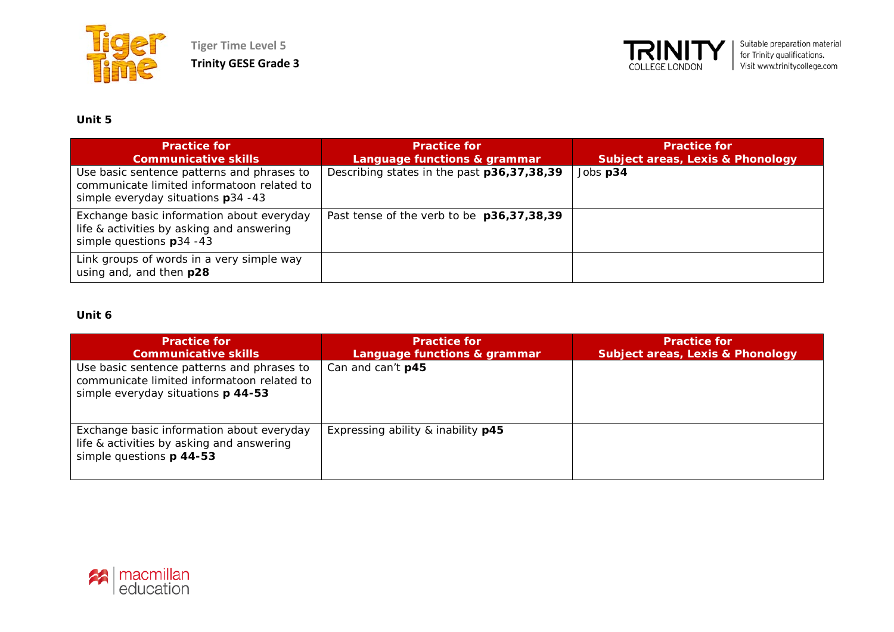**Unit 5**

| Practice for Communicative skills | Practice for Language functions & grammar | Practice for Subject areas, Lexis & Phonology |
|---|---|---|
| Use basic sentence patterns and phrases to communicate limited informatoon related to simple everyday situations **p**34 -43 | Describing states in the past **p36,37,38,39** | Jobs **p34** |
| Exchange basic information about everyday life & activities by asking and answering simple questions **p**34 -43 | Past tense of the verb to be **p36,37,38,39** | |
| Link groups of words in a very simple way using and, and then **p28** | | |

**Unit 6**

| Practice for Communicative skills | Practice for Language functions & grammar | Practice for Subject areas, Lexis & Phonology |
|---|---|---|
| Use basic sentence patterns and phrases to communicate limited informatoon related to simple everyday situations **p 44-53** | Can and can't **p45** | |
| Exchange basic information about everyday life & activities by asking and answering simple questions **p 44-53** | Expressing ability & inability **p45** | |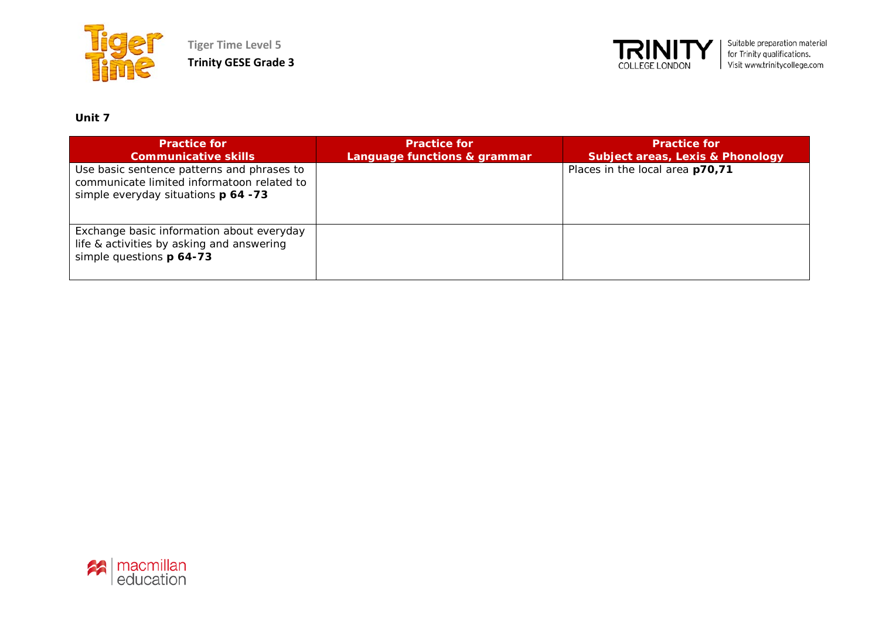## Unit 7

| Practice for Communicative skills | Practice for Language functions & grammar | Practice for Subject areas, Lexis & Phonology |
|---|---|---|
| Use basic sentence patterns and phrases to communicate limited informatoon related to simple everyday situations **p 64 -73** | | Places in the local area **p70,71** |
| Exchange basic information about everyday life & activities by asking and answering simple questions **p 64-73** | | |